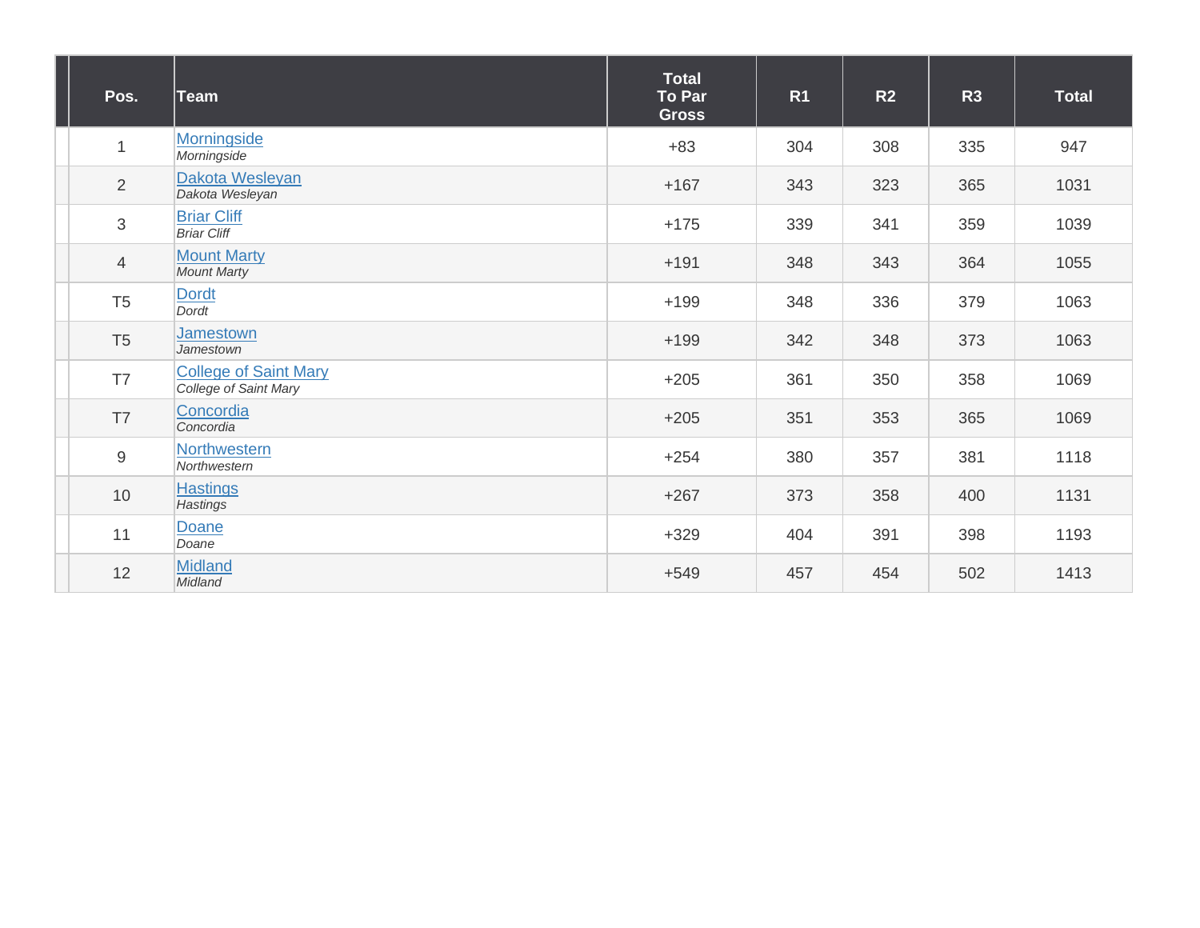| Pos. | Team | Total To Par Gross | R1 | R2 | R3 | Total |
|---|---|---|---|---|---|---|
| 1 | Morningside<br>*Morningside* | +83 | 304 | 308 | 335 | 947 |
| 2 | Dakota Wesleyan<br>*Dakota Wesleyan* | +167 | 343 | 323 | 365 | 1031 |
| 3 | Briar Cliff<br>*Briar Cliff* | +175 | 339 | 341 | 359 | 1039 |
| 4 | Mount Marty<br>*Mount Marty* | +191 | 348 | 343 | 364 | 1055 |
| T5 | Dordt<br>*Dordt* | +199 | 348 | 336 | 379 | 1063 |
| T5 | Jamestown<br>*Jamestown* | +199 | 342 | 348 | 373 | 1063 |
| T7 | College of Saint Mary<br>*College of Saint Mary* | +205 | 361 | 350 | 358 | 1069 |
| T7 | Concordia<br>*Concordia* | +205 | 351 | 353 | 365 | 1069 |
| 9 | Northwestern<br>*Northwestern* | +254 | 380 | 357 | 381 | 1118 |
| 10 | Hastings<br>*Hastings* | +267 | 373 | 358 | 400 | 1131 |
| 11 | Doane<br>*Doane* | +329 | 404 | 391 | 398 | 1193 |
| 12 | Midland<br>*Midland* | +549 | 457 | 454 | 502 | 1413 |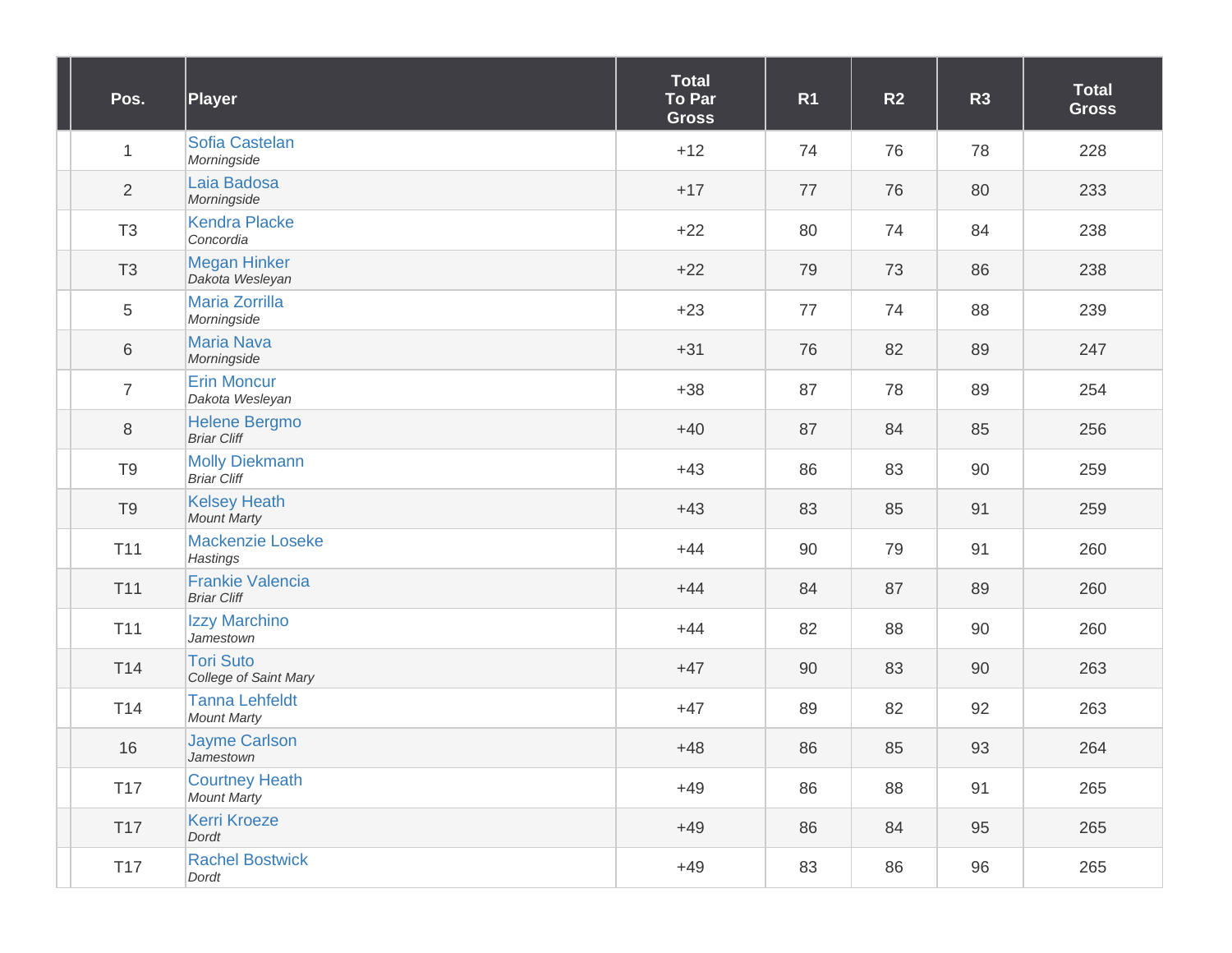| | Pos. | Player | Total To Par Gross | R1 | R2 | R3 | Total Gross |
|---|---|---|---|---|---|---|---|
| | 1 | Sofia Castelan *Morningside* | +12 | 74 | 76 | 78 | 228 |
| | 2 | Laia Badosa *Morningside* | +17 | 77 | 76 | 80 | 233 |
| | T3 | Kendra Placke *Concordia* | +22 | 80 | 74 | 84 | 238 |
| | T3 | Megan Hinker *Dakota Wesleyan* | +22 | 79 | 73 | 86 | 238 |
| | 5 | Maria Zorrilla *Morningside* | +23 | 77 | 74 | 88 | 239 |
| | 6 | Maria Nava *Morningside* | +31 | 76 | 82 | 89 | 247 |
| | 7 | Erin Moncur *Dakota Wesleyan* | +38 | 87 | 78 | 89 | 254 |
| | 8 | Helene Bergmo *Briar Cliff* | +40 | 87 | 84 | 85 | 256 |
| | T9 | Molly Diekmann *Briar Cliff* | +43 | 86 | 83 | 90 | 259 |
| | T9 | Kelsey Heath *Mount Marty* | +43 | 83 | 85 | 91 | 259 |
| | T11 | Mackenzie Loseke *Hastings* | +44 | 90 | 79 | 91 | 260 |
| | T11 | Frankie Valencia *Briar Cliff* | +44 | 84 | 87 | 89 | 260 |
| | T11 | Izzy Marchino *Jamestown* | +44 | 82 | 88 | 90 | 260 |
| | T14 | Tori Suto *College of Saint Mary* | +47 | 90 | 83 | 90 | 263 |
| | T14 | Tanna Lehfeldt *Mount Marty* | +47 | 89 | 82 | 92 | 263 |
| | 16 | Jayme Carlson *Jamestown* | +48 | 86 | 85 | 93 | 264 |
| | T17 | Courtney Heath *Mount Marty* | +49 | 86 | 88 | 91 | 265 |
| | T17 | Kerri Kroeze *Dordt* | +49 | 86 | 84 | 95 | 265 |
| | T17 | Rachel Bostwick *Dordt* | +49 | 83 | 86 | 96 | 265 |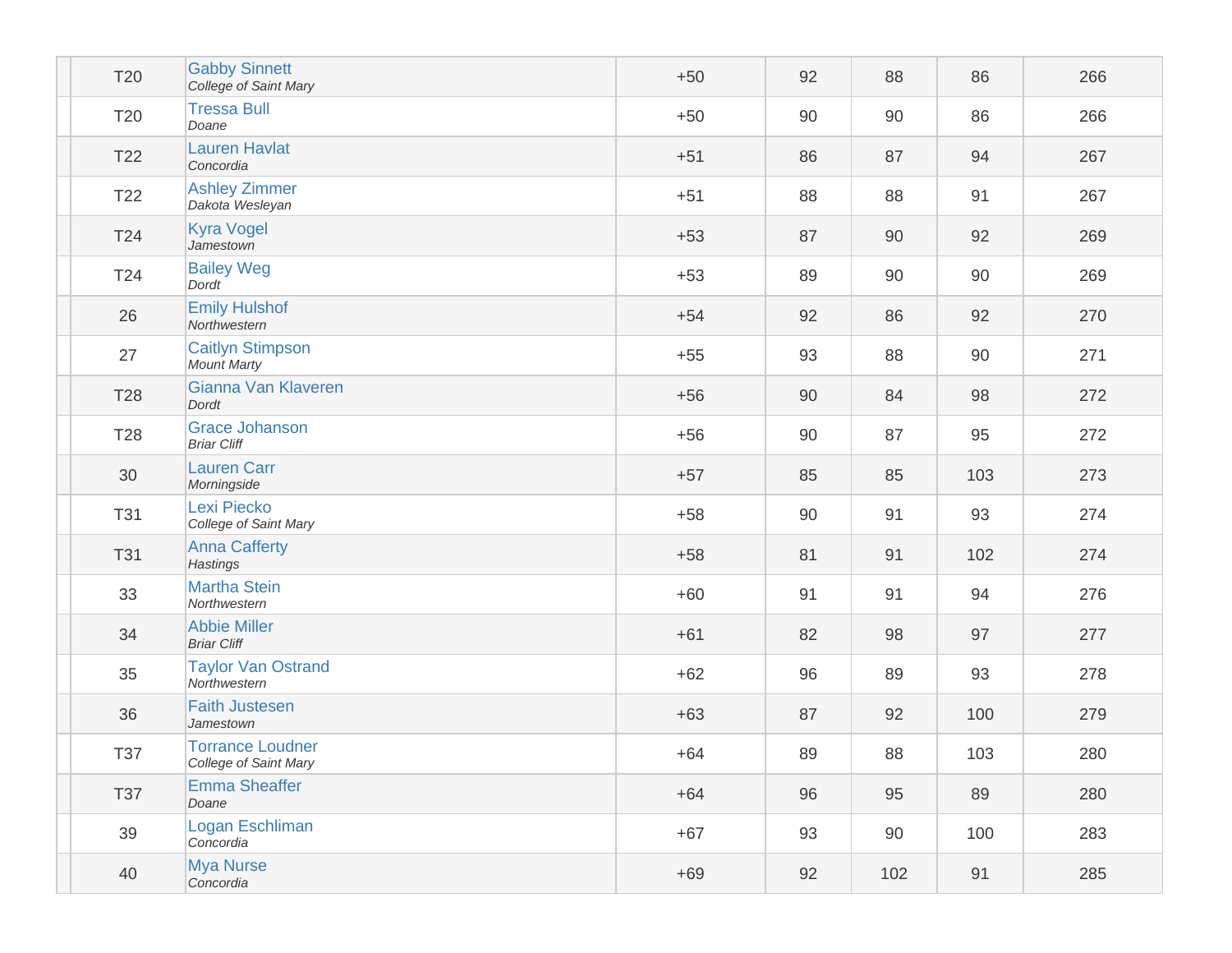| | | | | | | |
|---|---|---|---|---|---|---|
| T20 | Gabby Sinnett<br>*College of Saint Mary* | +50 | 92 | 88 | 86 | 266 |
| T20 | Tressa Bull<br>*Doane* | +50 | 90 | 90 | 86 | 266 |
| T22 | Lauren Havlat<br>*Concordia* | +51 | 86 | 87 | 94 | 267 |
| T22 | Ashley Zimmer<br>*Dakota Wesleyan* | +51 | 88 | 88 | 91 | 267 |
| T24 | Kyra Vogel<br>*Jamestown* | +53 | 87 | 90 | 92 | 269 |
| T24 | Bailey Weg<br>*Dordt* | +53 | 89 | 90 | 90 | 269 |
| 26 | Emily Hulshof<br>*Northwestern* | +54 | 92 | 86 | 92 | 270 |
| 27 | Caitlyn Stimpson<br>*Mount Marty* | +55 | 93 | 88 | 90 | 271 |
| T28 | Gianna Van Klaveren<br>*Dordt* | +56 | 90 | 84 | 98 | 272 |
| T28 | Grace Johanson<br>*Briar Cliff* | +56 | 90 | 87 | 95 | 272 |
| 30 | Lauren Carr<br>*Morningside* | +57 | 85 | 85 | 103 | 273 |
| T31 | Lexi Piecko<br>*College of Saint Mary* | +58 | 90 | 91 | 93 | 274 |
| T31 | Anna Cafferty<br>*Hastings* | +58 | 81 | 91 | 102 | 274 |
| 33 | Martha Stein<br>*Northwestern* | +60 | 91 | 91 | 94 | 276 |
| 34 | Abbie Miller<br>*Briar Cliff* | +61 | 82 | 98 | 97 | 277 |
| 35 | Taylor Van Ostrand<br>*Northwestern* | +62 | 96 | 89 | 93 | 278 |
| 36 | Faith Justesen<br>*Jamestown* | +63 | 87 | 92 | 100 | 279 |
| T37 | Torrance Loudner<br>*College of Saint Mary* | +64 | 89 | 88 | 103 | 280 |
| T37 | Emma Sheaffer<br>*Doane* | +64 | 96 | 95 | 89 | 280 |
| 39 | Logan Eschliman<br>*Concordia* | +67 | 93 | 90 | 100 | 283 |
| 40 | Mya Nurse<br>*Concordia* | +69 | 92 | 102 | 91 | 285 |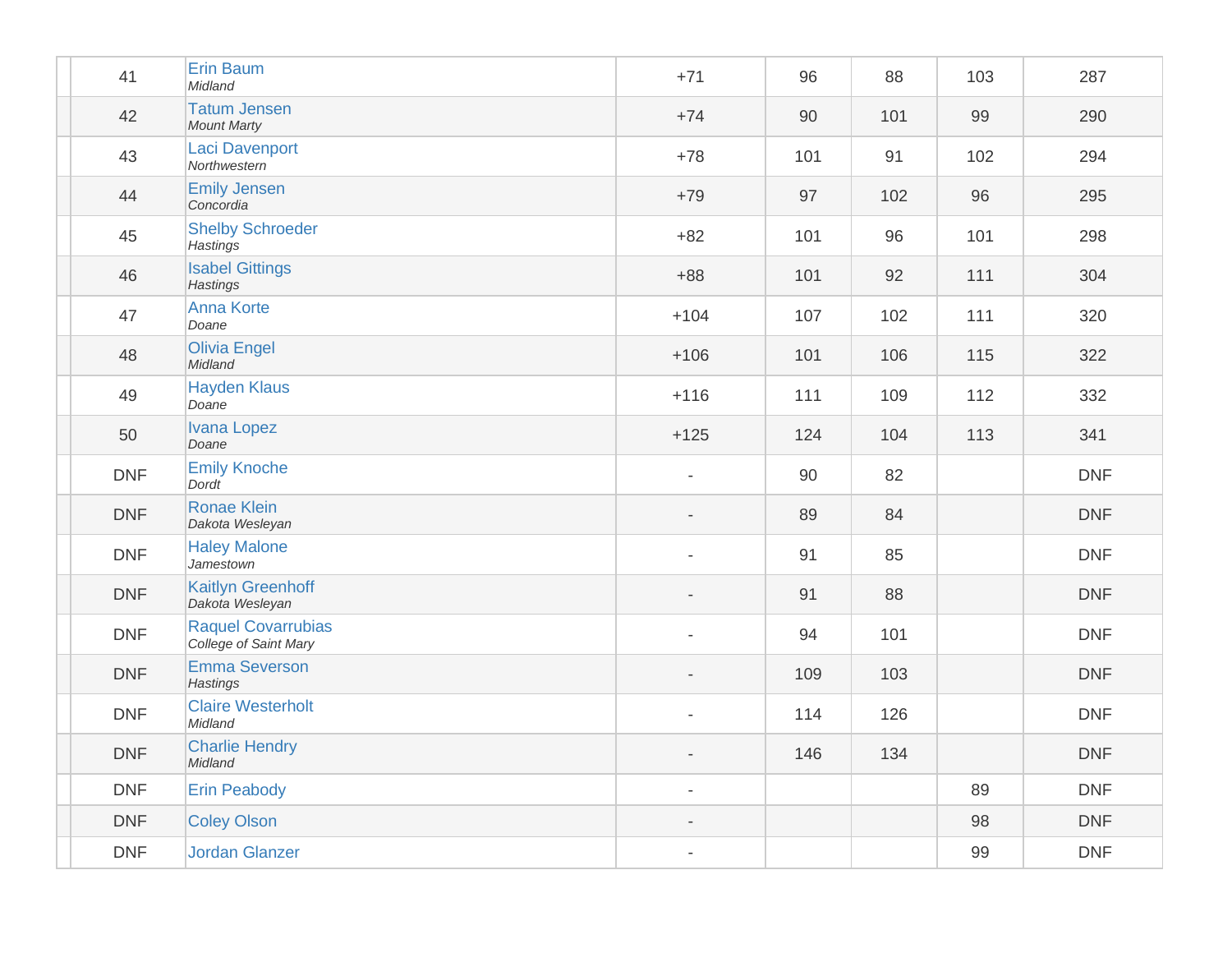| | | | | | | | |
|---|---|---|---|---|---|---|---|
| | 41 | Erin Baum<br>*Midland* | +71 | 96 | 88 | 103 | 287 |
| | 42 | Tatum Jensen<br>*Mount Marty* | +74 | 90 | 101 | 99 | 290 |
| | 43 | Laci Davenport<br>*Northwestern* | +78 | 101 | 91 | 102 | 294 |
| | 44 | Emily Jensen<br>*Concordia* | +79 | 97 | 102 | 96 | 295 |
| | 45 | Shelby Schroeder<br>*Hastings* | +82 | 101 | 96 | 101 | 298 |
| | 46 | Isabel Gittings<br>*Hastings* | +88 | 101 | 92 | 111 | 304 |
| | 47 | Anna Korte<br>*Doane* | +104 | 107 | 102 | 111 | 320 |
| | 48 | Olivia Engel<br>*Midland* | +106 | 101 | 106 | 115 | 322 |
| | 49 | Hayden Klaus<br>*Doane* | +116 | 111 | 109 | 112 | 332 |
| | 50 | Ivana Lopez<br>*Doane* | +125 | 124 | 104 | 113 | 341 |
| | DNF | Emily Knoche<br>*Dordt* | - | 90 | 82 | | DNF |
| | DNF | Ronae Klein<br>*Dakota Wesleyan* | - | 89 | 84 | | DNF |
| | DNF | Haley Malone<br>*Jamestown* | - | 91 | 85 | | DNF |
| | DNF | Kaitlyn Greenhoff<br>*Dakota Wesleyan* | - | 91 | 88 | | DNF |
| | DNF | Raquel Covarrubias<br>*College of Saint Mary* | - | 94 | 101 | | DNF |
| | DNF | Emma Severson<br>*Hastings* | - | 109 | 103 | | DNF |
| | DNF | Claire Westerholt<br>*Midland* | - | 114 | 126 | | DNF |
| | DNF | Charlie Hendry<br>*Midland* | - | 146 | 134 | | DNF |
| | DNF | Erin Peabody | - | | | 89 | DNF |
| | DNF | Coley Olson | - | | | 98 | DNF |
| | DNF | Jordan Glanzer | - | | | 99 | DNF |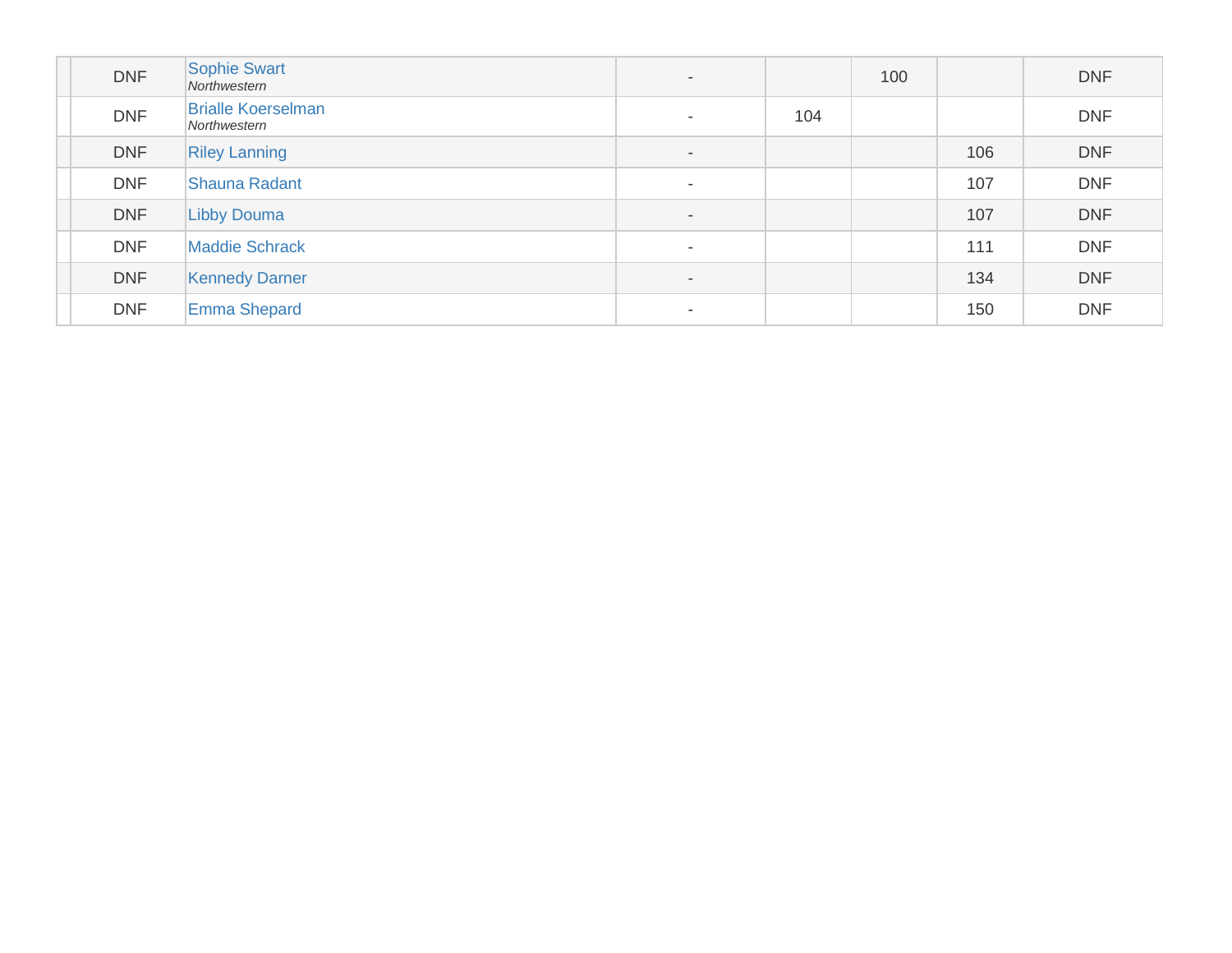| | | | | | | | |
|---|---|---|---|---|---|---|---|
| | DNF | Sophie Swart<br>*Northwestern* | - | | 100 | | DNF |
| | DNF | Brialle Koerselman<br>*Northwestern* | - | 104 | | | DNF |
| | DNF | Riley Lanning | - | | | 106 | DNF |
| | DNF | Shauna Radant | - | | | 107 | DNF |
| | DNF | Libby Douma | - | | | 107 | DNF |
| | DNF | Maddie Schrack | - | | | 111 | DNF |
| | DNF | Kennedy Darner | - | | | 134 | DNF |
| | DNF | Emma Shepard | - | | | 150 | DNF |